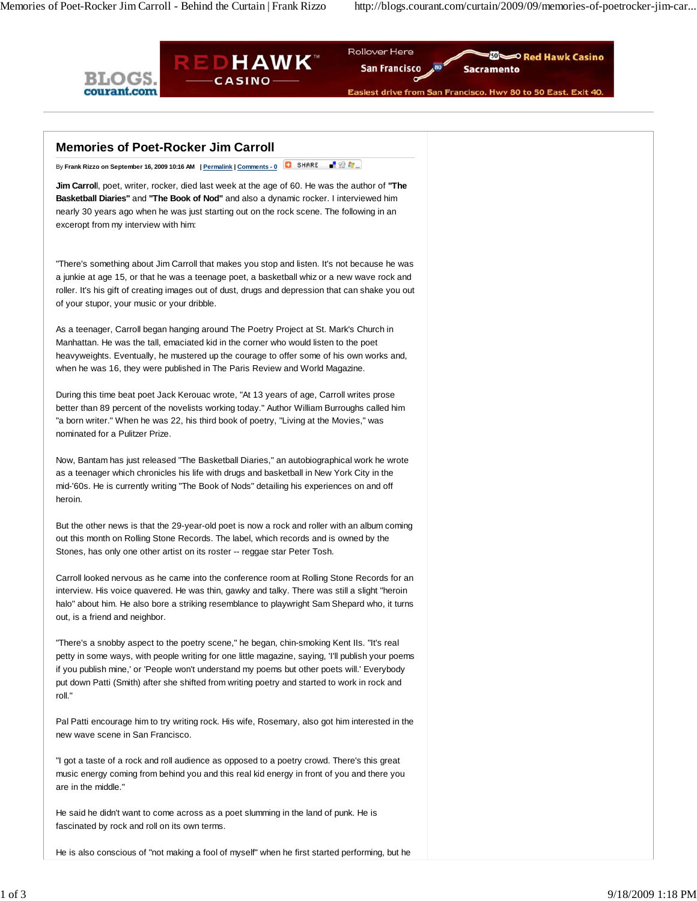# Memories of Poet-Rocker Jim Carroll

By **Frank Rizzo on September 16, 2009 10:16 AM** | Permalink | Comments - 0

**Jim Carrol**l, poet, writer, rocker, died last week at the age of 60. He was the author of **"The Basketball Diaries"** and **"The Book of Nod"** and also a dynamic rocker. I interviewed him nearly 30 years ago when he was just starting out on the rock scene. The following in an exceropt from my interview with him:

"There's something about Jim Carroll that makes you stop and listen. It's not because he was a junkie at age 15, or that he was a teenage poet, a basketball whiz or a new wave rock and roller. It's his gift of creating images out of dust, drugs and depression that can shake you out of your stupor, your music or your dribble.

As a teenager, Carroll began hanging around The Poetry Project at St. Mark's Church in Manhattan. He was the tall, emaciated kid in the corner who would listen to the poet heavyweights. Eventually, he mustered up the courage to offer some of his own works and, when he was 16, they were published in The Paris Review and World Magazine.

During this time beat poet Jack Kerouac wrote, "At 13 years of age, Carroll writes prose better than 89 percent of the novelists working today." Author William Burroughs called him "a born writer." When he was 22, his third book of poetry, "Living at the Movies," was nominated for a Pulitzer Prize.

Now, Bantam has just released "The Basketball Diaries," an autobiographical work he wrote as a teenager which chronicles his life with drugs and basketball in New York City in the mid-'60s. He is currently writing "The Book of Nods" detailing his experiences on and off heroin.

But the other news is that the 29-year-old poet is now a rock and roller with an album coming out this month on Rolling Stone Records. The label, which records and is owned by the Stones, has only one other artist on its roster -- reggae star Peter Tosh.

Carroll looked nervous as he came into the conference room at Rolling Stone Records for an interview. His voice quavered. He was thin, gawky and talky. There was still a slight "heroin halo" about him. He also bore a striking resemblance to playwright Sam Shepard who, it turns out, is a friend and neighbor.

"There's a snobby aspect to the poetry scene," he began, chin-smoking Kent IIs. "It's real petty in some ways, with people writing for one little magazine, saying, 'I'll publish your poems if you publish mine,' or 'People won't understand my poems but other poets will.' Everybody put down Patti (Smith) after she shifted from writing poetry and started to work in rock and roll."

Pal Patti encourage him to try writing rock. His wife, Rosemary, also got him interested in the new wave scene in San Francisco.

"I got a taste of a rock and roll audience as opposed to a poetry crowd. There's this great music energy coming from behind you and this real kid energy in front of you and there you are in the middle."

He said he didn't want to come across as a poet slumming in the land of punk. He is fascinated by rock and roll on its own terms.

He is also conscious of "not making a fool of myself" when he first started performing, but he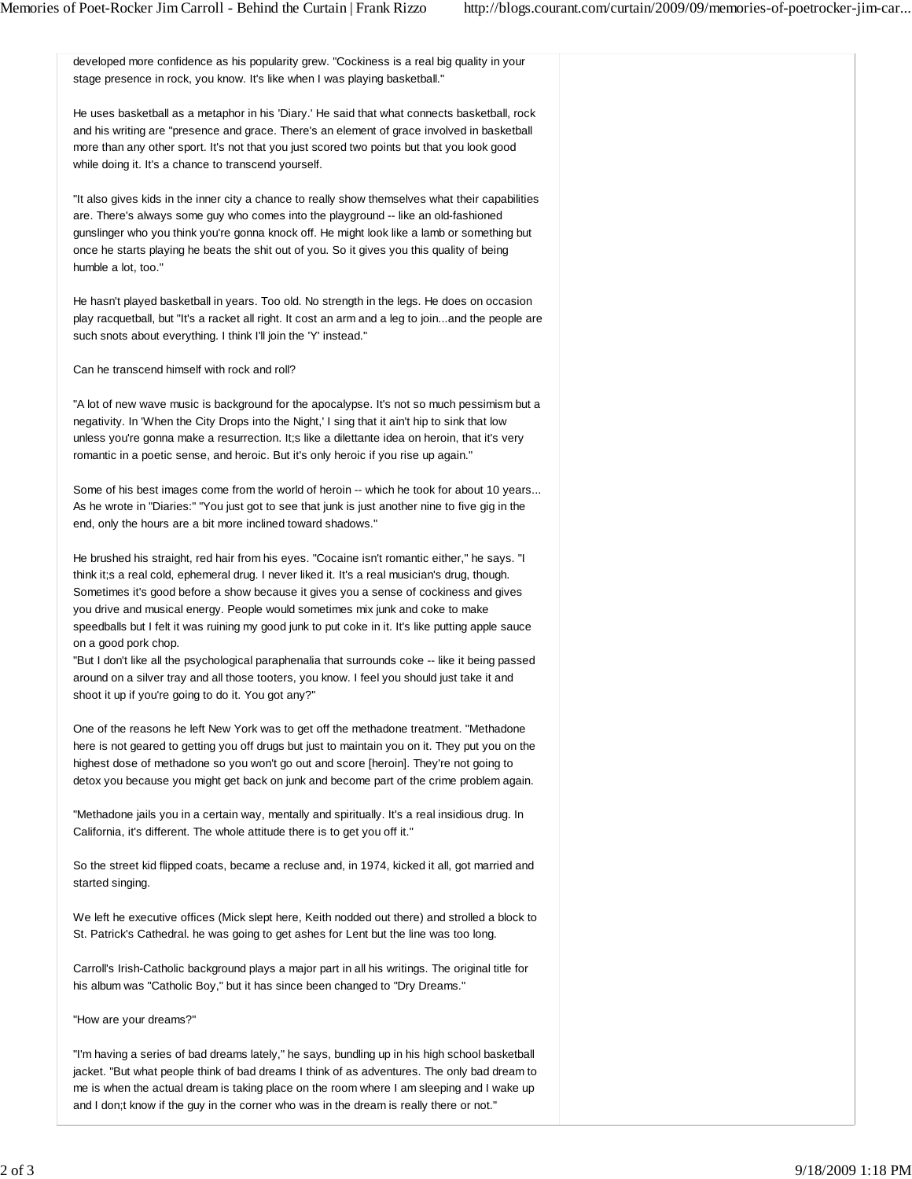developed more confidence as his popularity grew. "Cockiness is a real big quality in your stage presence in rock, you know. It's like when I was playing basketball."

He uses basketball as a metaphor in his 'Diary.' He said that what connects basketball, rock and his writing are "presence and grace. There's an element of grace involved in basketball more than any other sport. It's not that you just scored two points but that you look good while doing it. It's a chance to transcend yourself.

"It also gives kids in the inner city a chance to really show themselves what their capabilities are. There's always some guy who comes into the playground -- like an old-fashioned gunslinger who you think you're gonna knock off. He might look like a lamb or something but once he starts playing he beats the shit out of you. So it gives you this quality of being humble a lot, too."

He hasn't played basketball in years. Too old. No strength in the legs. He does on occasion play racquetball, but "It's a racket all right. It cost an arm and a leg to join...and the people are such snots about everything. I think I'll join the 'Y' instead."

Can he transcend himself with rock and roll?

"A lot of new wave music is background for the apocalypse. It's not so much pessimism but a negativity. In 'When the City Drops into the Night,' I sing that it ain't hip to sink that low unless you're gonna make a resurrection. It;s like a dilettante idea on heroin, that it's very romantic in a poetic sense, and heroic. But it's only heroic if you rise up again."

Some of his best images come from the world of heroin -- which he took for about 10 years... As he wrote in "Diaries:" "You just got to see that junk is just another nine to five gig in the end, only the hours are a bit more inclined toward shadows."

He brushed his straight, red hair from his eyes. "Cocaine isn't romantic either," he says. "I think it;s a real cold, ephemeral drug. I never liked it. It's a real musician's drug, though. Sometimes it's good before a show because it gives you a sense of cockiness and gives you drive and musical energy. People would sometimes mix junk and coke to make speedballs but I felt it was ruining my good junk to put coke in it. It's like putting apple sauce on a good pork chop.
"But I don't like all the psychological paraphenalia that surrounds coke -- like it being passed around on a silver tray and all those tooters, you know. I feel you should just take it and shoot it up if you're going to do it. You got any?"

One of the reasons he left New York was to get off the methadone treatment. "Methadone here is not geared to getting you off drugs but just to maintain you on it. They put you on the highest dose of methadone so you won't go out and score [heroin]. They're not going to detox you because you might get back on junk and become part of the crime problem again.

"Methadone jails you in a certain way, mentally and spiritually. It's a real insidious drug. In California, it's different. The whole attitude there is to get you off it."

So the street kid flipped coats, became a recluse and, in 1974, kicked it all, got married and started singing.

We left he executive offices (Mick slept here, Keith nodded out there) and strolled a block to St. Patrick's Cathedral. he was going to get ashes for Lent but the line was too long.

Carroll's Irish-Catholic background plays a major part in all his writings. The original title for his album was "Catholic Boy," but it has since been changed to "Dry Dreams."

"How are your dreams?"

"I'm having a series of bad dreams lately," he says, bundling up in his high school basketball jacket. "But what people think of bad dreams I think of as adventures. The only bad dream to me is when the actual dream is taking place on the room where I am sleeping and I wake up and I don;t know if the guy in the corner who was in the dream is really there or not."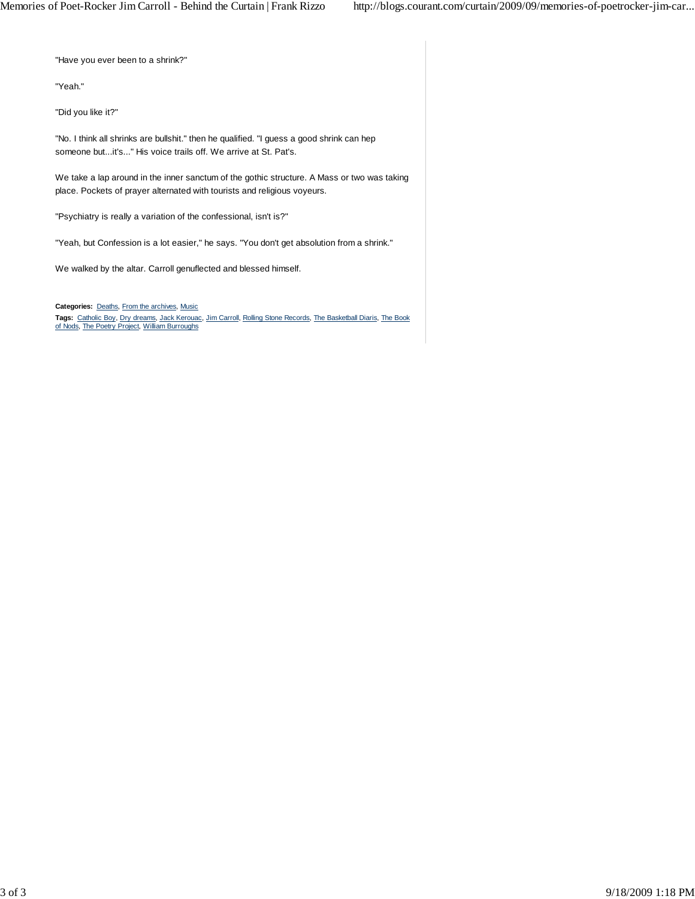"Have you ever been to a shrink?"

"Yeah."

"Did you like it?"

"No. I think all shrinks are bullshit." then he qualified. "I guess a good shrink can hep someone but...it's..." His voice trails off. We arrive at St. Pat's.

We take a lap around in the inner sanctum of the gothic structure. A Mass or two was taking place. Pockets of prayer alternated with tourists and religious voyeurs.

"Psychiatry is really a variation of the confessional, isn't is?"

"Yeah, but Confession is a lot easier," he says. "You don't get absolution from a shrink."

We walked by the altar. Carroll genuflected and blessed himself.

**Categories:** Deaths, From the archives, Music

**Tags:** Catholic Boy, Dry dreams, Jack Kerouac, Jim Carroll, Rolling Stone Records, The Basketball Diaris, The Book of Nods, The Poetry Project, William Burroughs